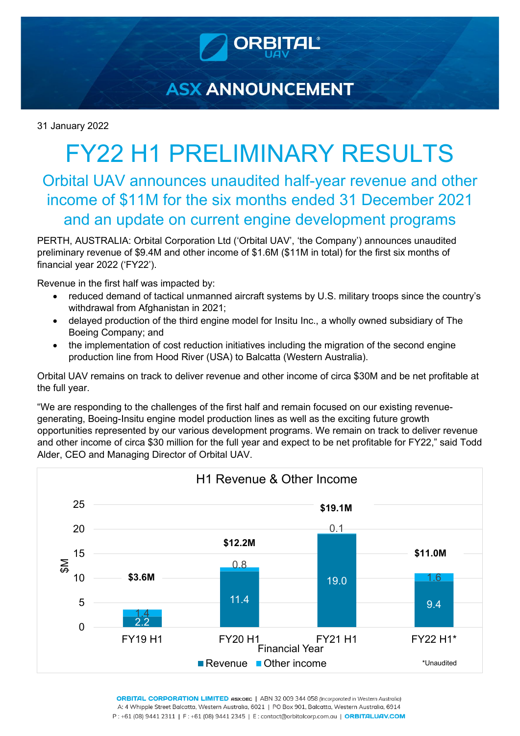ORBITAL UAV

ASX ANNOUNCEMENT

31 January 2022

# FY22 H1 PRELIMINARY RESULTS

## Orbital UAV announces unaudited half-year revenue and other income of $11M for the six months ended 31 December 2021 and an update on current engine development programs

PERTH, AUSTRALIA: Orbital Corporation Ltd ('Orbital UAV', 'the Company') announces unaudited preliminary revenue of $9.4M and other income of $1.6M ($11M in total) for the first six months of financial year 2022 ('FY22').

Revenue in the first half was impacted by:

- reduced demand of tactical unmanned aircraft systems by U.S. military troops since the country's withdrawal from Afghanistan in 2021;
- delayed production of the third engine model for Insitu Inc., a wholly owned subsidiary of The Boeing Company; and
- the implementation of cost reduction initiatives including the migration of the second engine production line from Hood River (USA) to Balcatta (Western Australia).

Orbital UAV remains on track to deliver revenue and other income of circa $30M and be net profitable at the full year.

"We are responding to the challenges of the first half and remain focused on our existing revenue-generating, Boeing-Insitu engine model production lines as well as the exciting future growth opportunities represented by our various development programs. We remain on track to deliver revenue and other income of circa $30 million for the full year and expect to be net profitable for FY22," said Todd Alder, CEO and Managing Director of Orbital UAV.

**H1 Revenue & Other Income** ($M)

| Financial Year | Revenue | Other income | Total |
|---|---|---|---|
| FY19 H1 | 2.2 | 1.4 | $3.6M |
| FY20 H1 | 11.4 | 0.8 | $12.2M |
| FY21 H1 | 19.0 | 0.1 | $19.1M |
| FY22 H1* | 9.4 | 1.6 | $11.0M |

*Unaudited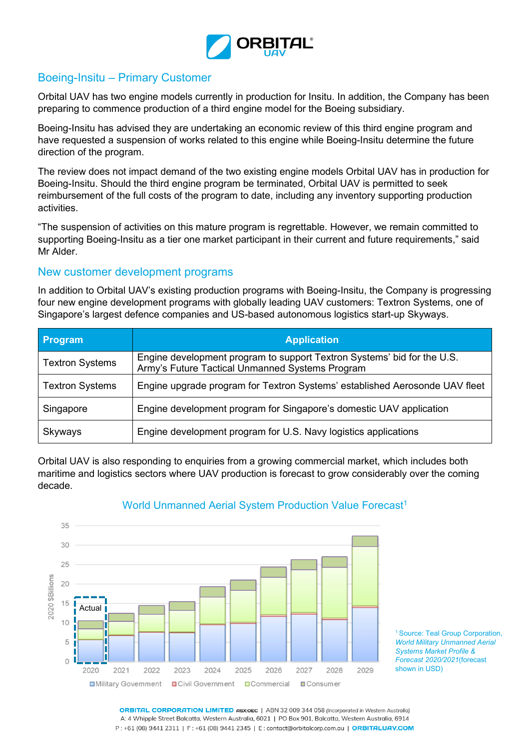## Boeing-Insitu – Primary Customer

Orbital UAV has two engine models currently in production for Insitu. In addition, the Company has been preparing to commence production of a third engine model for the Boeing subsidiary.

Boeing-Insitu has advised they are undertaking an economic review of this third engine program and have requested a suspension of works related to this engine while Boeing-Insitu determine the future direction of the program.

The review does not impact demand of the two existing engine models Orbital UAV has in production for Boeing-Insitu. Should the third engine program be terminated, Orbital UAV is permitted to seek reimbursement of the full costs of the program to date, including any inventory supporting production activities.

"The suspension of activities on this mature program is regrettable. However, we remain committed to supporting Boeing-Insitu as a tier one market participant in their current and future requirements," said Mr Alder.

## New customer development programs

In addition to Orbital UAV's existing production programs with Boeing-Insitu, the Company is progressing four new engine development programs with globally leading UAV customers: Textron Systems, one of Singapore's largest defence companies and US-based autonomous logistics start-up Skyways.

| Program | Application |
| --- | --- |
| Textron Systems | Engine development program to support Textron Systems' bid for the U.S. Army's Future Tactical Unmanned Systems Program |
| Textron Systems | Engine upgrade program for Textron Systems' established Aerosonde UAV fleet |
| Singapore | Engine development program for Singapore's domestic UAV application |
| Skyways | Engine development program for U.S. Navy logistics applications |

Orbital UAV is also responding to enquiries from a growing commercial market, which includes both maritime and logistics sectors where UAV production is forecast to grow considerably over the coming decade.

### World Unmanned Aerial System Production Value Forecast[1]

[1] Source: Teal Group Corporation, *World Military Unmanned Aerial Systems Market Profile & Forecast 2020/2021*(forecast shown in USD)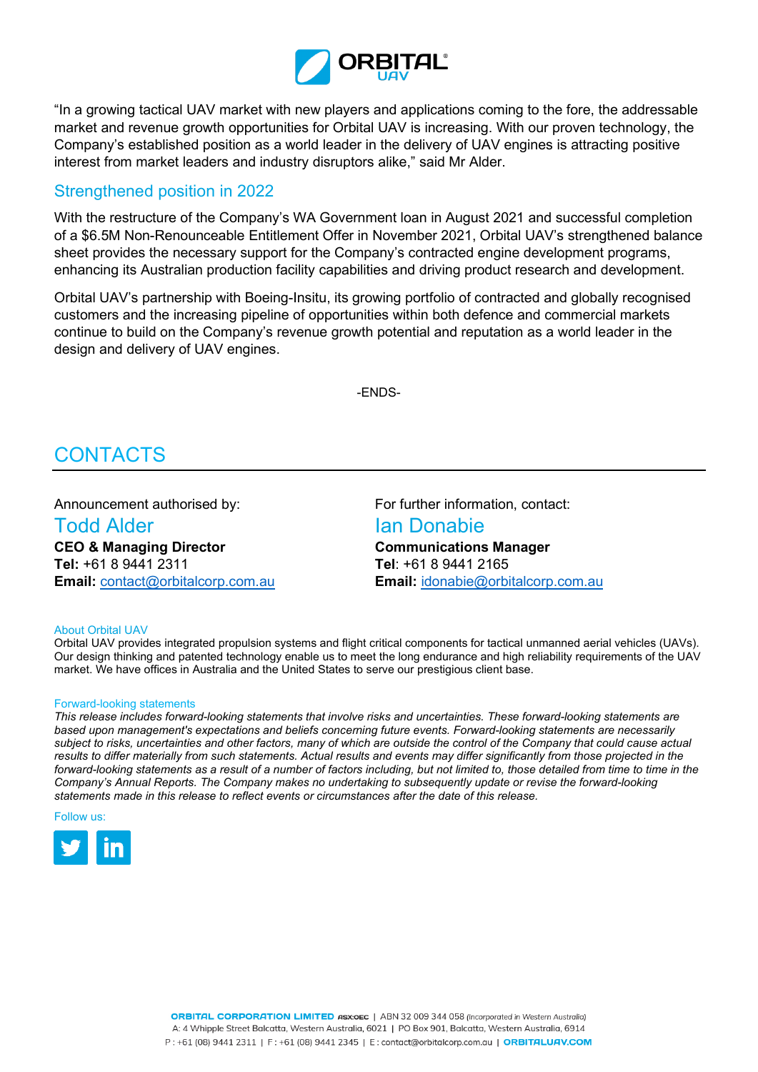"In a growing tactical UAV market with new players and applications coming to the fore, the addressable market and revenue growth opportunities for Orbital UAV is increasing. With our proven technology, the Company's established position as a world leader in the delivery of UAV engines is attracting positive interest from market leaders and industry disruptors alike," said Mr Alder.

## Strengthened position in 2022

With the restructure of the Company's WA Government loan in August 2021 and successful completion of a $6.5M Non-Renounceable Entitlement Offer in November 2021, Orbital UAV's strengthened balance sheet provides the necessary support for the Company's contracted engine development programs, enhancing its Australian production facility capabilities and driving product research and development.

Orbital UAV's partnership with Boeing-Insitu, its growing portfolio of contracted and globally recognised customers and the increasing pipeline of opportunities within both defence and commercial markets continue to build on the Company's revenue growth potential and reputation as a world leader in the design and delivery of UAV engines.

-ENDS-

## CONTACTS

Announcement authorised by:

### Todd Alder

**CEO & Managing Director**
**Tel:** +61 8 9441 2311
**Email:** contact@orbitalcorp.com.au

For further information, contact:

### Ian Donabie

**Communications Manager**
**Tel**: +61 8 9441 2165
**Email:** idonabie@orbitalcorp.com.au

#### About Orbital UAV

Orbital UAV provides integrated propulsion systems and flight critical components for tactical unmanned aerial vehicles (UAVs). Our design thinking and patented technology enable us to meet the long endurance and high reliability requirements of the UAV market. We have offices in Australia and the United States to serve our prestigious client base.

#### Forward-looking statements

*This release includes forward-looking statements that involve risks and uncertainties. These forward-looking statements are based upon management's expectations and beliefs concerning future events. Forward-looking statements are necessarily subject to risks, uncertainties and other factors, many of which are outside the control of the Company that could cause actual results to differ materially from such statements. Actual results and events may differ significantly from those projected in the forward-looking statements as a result of a number of factors including, but not limited to, those detailed from time to time in the Company's Annual Reports. The Company makes no undertaking to subsequently update or revise the forward-looking statements made in this release to reflect events or circumstances after the date of this release.*

Follow us:

ORBITAL CORPORATION LIMITED ASX:OEC | ABN 32 009 344 058 (Incorporated in Western Australia)
A: 4 Whipple Street Balcatta, Western Australia, 6021 | PO Box 901, Balcatta, Western Australia, 6914
P: +61 (08) 9441 2311 | F: +61 (08) 9441 2345 | E: contact@orbitalcorp.com.au | ORBITALUAV.COM